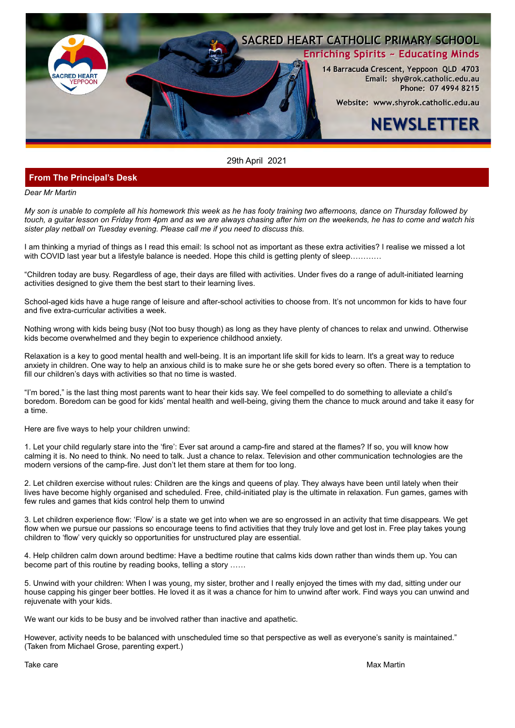# SACRED HEART CATHOLIC PRIMARY SCHOOL

**Enriching Spirits ~ Educating Minds**

14 Barracuda Crescent, Yeppoon QLD 4703
Email: shy@rok.catholic.edu.au
Phone: 07 4994 8215

Website: www.shyrok.catholic.edu.au

# NEWSLETTER

29th April 2021

## From The Principal's Desk

*Dear Mr Martin*

*My son is unable to complete all his homework this week as he has footy training two afternoons, dance on Thursday followed by touch, a guitar lesson on Friday from 4pm and as we are always chasing after him on the weekends, he has to come and watch his sister play netball on Tuesday evening. Please call me if you need to discuss this.*

I am thinking a myriad of things as I read this email: Is school not as important as these extra activities? I realise we missed a lot with COVID last year but a lifestyle balance is needed. Hope this child is getting plenty of sleep…………

"Children today are busy. Regardless of age, their days are filled with activities. Under fives do a range of adult-initiated learning activities designed to give them the best start to their learning lives.

School-aged kids have a huge range of leisure and after-school activities to choose from. It's not uncommon for kids to have four and five extra-curricular activities a week.

Nothing wrong with kids being busy (Not too busy though) as long as they have plenty of chances to relax and unwind. Otherwise kids become overwhelmed and they begin to experience childhood anxiety.

Relaxation is a key to good mental health and well-being. It is an important life skill for kids to learn. It's a great way to reduce anxiety in children. One way to help an anxious child is to make sure he or she gets bored every so often. There is a temptation to fill our children's days with activities so that no time is wasted.

"I'm bored," is the last thing most parents want to hear their kids say. We feel compelled to do something to alleviate a child's boredom. Boredom can be good for kids' mental health and well-being, giving them the chance to muck around and take it easy for a time.

Here are five ways to help your children unwind:

1. Let your child regularly stare into the 'fire': Ever sat around a camp-fire and stared at the flames? If so, you will know how calming it is. No need to think. No need to talk. Just a chance to relax. Television and other communication technologies are the modern versions of the camp-fire. Just don't let them stare at them for too long.

2. Let children exercise without rules: Children are the kings and queens of play. They always have been until lately when their lives have become highly organised and scheduled. Free, child-initiated play is the ultimate in relaxation. Fun games, games with few rules and games that kids control help them to unwind

3. Let children experience flow: 'Flow' is a state we get into when we are so engrossed in an activity that time disappears. We get flow when we pursue our passions so encourage teens to find activities that they truly love and get lost in. Free play takes young children to 'flow' very quickly so opportunities for unstructured play are essential.

4. Help children calm down around bedtime: Have a bedtime routine that calms kids down rather than winds them up. You can become part of this routine by reading books, telling a story ……

5. Unwind with your children: When I was young, my sister, brother and I really enjoyed the times with my dad, sitting under our house capping his ginger beer bottles. He loved it as it was a chance for him to unwind after work. Find ways you can unwind and rejuvenate with your kids.

We want our kids to be busy and be involved rather than inactive and apathetic.

However, activity needs to be balanced with unscheduled time so that perspective as well as everyone's sanity is maintained." (Taken from Michael Grose, parenting expert.)

Take care

Max Martin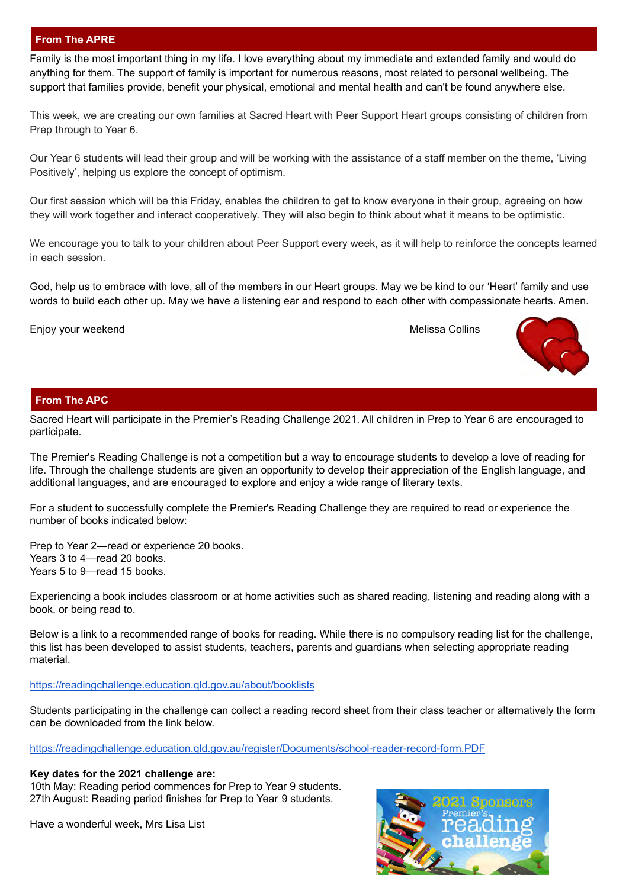## From The APRE

Family is the most important thing in my life. I love everything about my immediate and extended family and would do anything for them. The support of family is important for numerous reasons, most related to personal wellbeing. The support that families provide, benefit your physical, emotional and mental health and can't be found anywhere else.

This week, we are creating our own families at Sacred Heart with Peer Support Heart groups consisting of children from Prep through to Year 6.

Our Year 6 students will lead their group and will be working with the assistance of a staff member on the theme, 'Living Positively', helping us explore the concept of optimism.

Our first session which will be this Friday, enables the children to get to know everyone in their group, agreeing on how they will work together and interact cooperatively. They will also begin to think about what it means to be optimistic.

We encourage you to talk to your children about Peer Support every week, as it will help to reinforce the concepts learned in each session.

God, help us to embrace with love, all of the members in our Heart groups. May we be kind to our 'Heart' family and use words to build each other up. May we have a listening ear and respond to each other with compassionate hearts. Amen.

Enjoy your weekend

Melissa Collins

## From The APC

Sacred Heart will participate in the Premier's Reading Challenge 2021. All children in Prep to Year 6 are encouraged to participate.

The Premier's Reading Challenge is not a competition but a way to encourage students to develop a love of reading for life. Through the challenge students are given an opportunity to develop their appreciation of the English language, and additional languages, and are encouraged to explore and enjoy a wide range of literary texts.

For a student to successfully complete the Premier's Reading Challenge they are required to read or experience the number of books indicated below:

Prep to Year 2—read or experience 20 books.
Years 3 to 4—read 20 books.
Years 5 to 9—read 15 books.

Experiencing a book includes classroom or at home activities such as shared reading, listening and reading along with a book, or being read to.

Below is a link to a recommended range of books for reading. While there is no compulsory reading list for the challenge, this list has been developed to assist students, teachers, parents and guardians when selecting appropriate reading material.

https://readingchallenge.education.qld.gov.au/about/booklists

Students participating in the challenge can collect a reading record sheet from their class teacher or alternatively the form can be downloaded from the link below.

https://readingchallenge.education.qld.gov.au/register/Documents/school-reader-record-form.PDF

**Key dates for the 2021 challenge are:**
10th May: Reading period commences for Prep to Year 9 students.
27th August: Reading period finishes for Prep to Year 9 students.

Have a wonderful week, Mrs Lisa List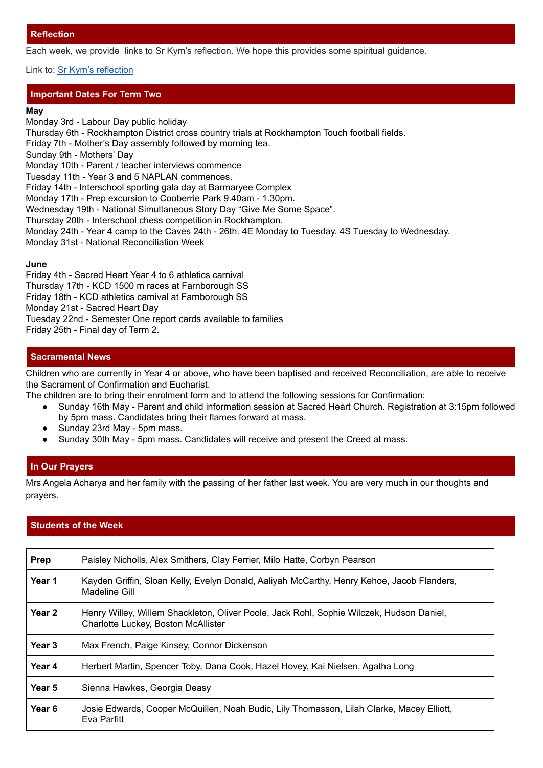## Reflection

Each week, we provide links to Sr Kym's reflection. We hope this provides some spiritual guidance.

Link to: [Sr Kym's reflection]()

## Important Dates For Term Two

**May**

Monday 3rd - Labour Day public holiday
Thursday 6th - Rockhampton District cross country trials at Rockhampton Touch football fields.
Friday 7th - Mother's Day assembly followed by morning tea.
Sunday 9th - Mothers' Day
Monday 10th - Parent / teacher interviews commence
Tuesday 11th - Year 3 and 5 NAPLAN commences.
Friday 14th - Interschool sporting gala day at Barmaryee Complex
Monday 17th - Prep excursion to Cooberrie Park 9.40am - 1.30pm.
Wednesday 19th - National Simultaneous Story Day "Give Me Some Space".
Thursday 20th - Interschool chess competition in Rockhampton.
Monday 24th - Year 4 camp to the Caves 24th - 26th. 4E Monday to Tuesday. 4S Tuesday to Wednesday.
Monday 31st - National Reconciliation Week

**June**

Friday 4th - Sacred Heart Year 4 to 6 athletics carnival
Thursday 17th - KCD 1500 m races at Farnborough SS
Friday 18th - KCD athletics carnival at Farnborough SS
Monday 21st - Sacred Heart Day
Tuesday 22nd - Semester One report cards available to families
Friday 25th - Final day of Term 2.

## Sacramental News

Children who are currently in Year 4 or above, who have been baptised and received Reconciliation, are able to receive the Sacrament of Confirmation and Eucharist.
The children are to bring their enrolment form and to attend the following sessions for Confirmation:

- Sunday 16th May - Parent and child information session at Sacred Heart Church. Registration at 3:15pm followed by 5pm mass. Candidates bring their flames forward at mass.
- Sunday 23rd May - 5pm mass.
- Sunday 30th May - 5pm mass. Candidates will receive and present the Creed at mass.

## In Our Prayers

Mrs Angela Acharya and her family with the passing of her father last week. You are very much in our thoughts and prayers.

## Students of the Week

| | |
|---|---|
| **Prep** | Paisley Nicholls, Alex Smithers, Clay Ferrier, Milo Hatte, Corbyn Pearson |
| **Year 1** | Kayden Griffin, Sloan Kelly, Evelyn Donald, Aaliyah McCarthy, Henry Kehoe, Jacob Flanders, Madeline Gill |
| **Year 2** | Henry Willey, Willem Shackleton, Oliver Poole, Jack Rohl, Sophie Wilczek, Hudson Daniel, Charlotte Luckey, Boston McAllister |
| **Year 3** | Max French, Paige Kinsey, Connor Dickenson |
| **Year 4** | Herbert Martin, Spencer Toby, Dana Cook, Hazel Hovey, Kai Nielsen, Agatha Long |
| **Year 5** | Sienna Hawkes, Georgia Deasy |
| **Year 6** | Josie Edwards, Cooper McQuillen, Noah Budic, Lily Thomasson, Lilah Clarke, Macey Elliott, Eva Parfitt |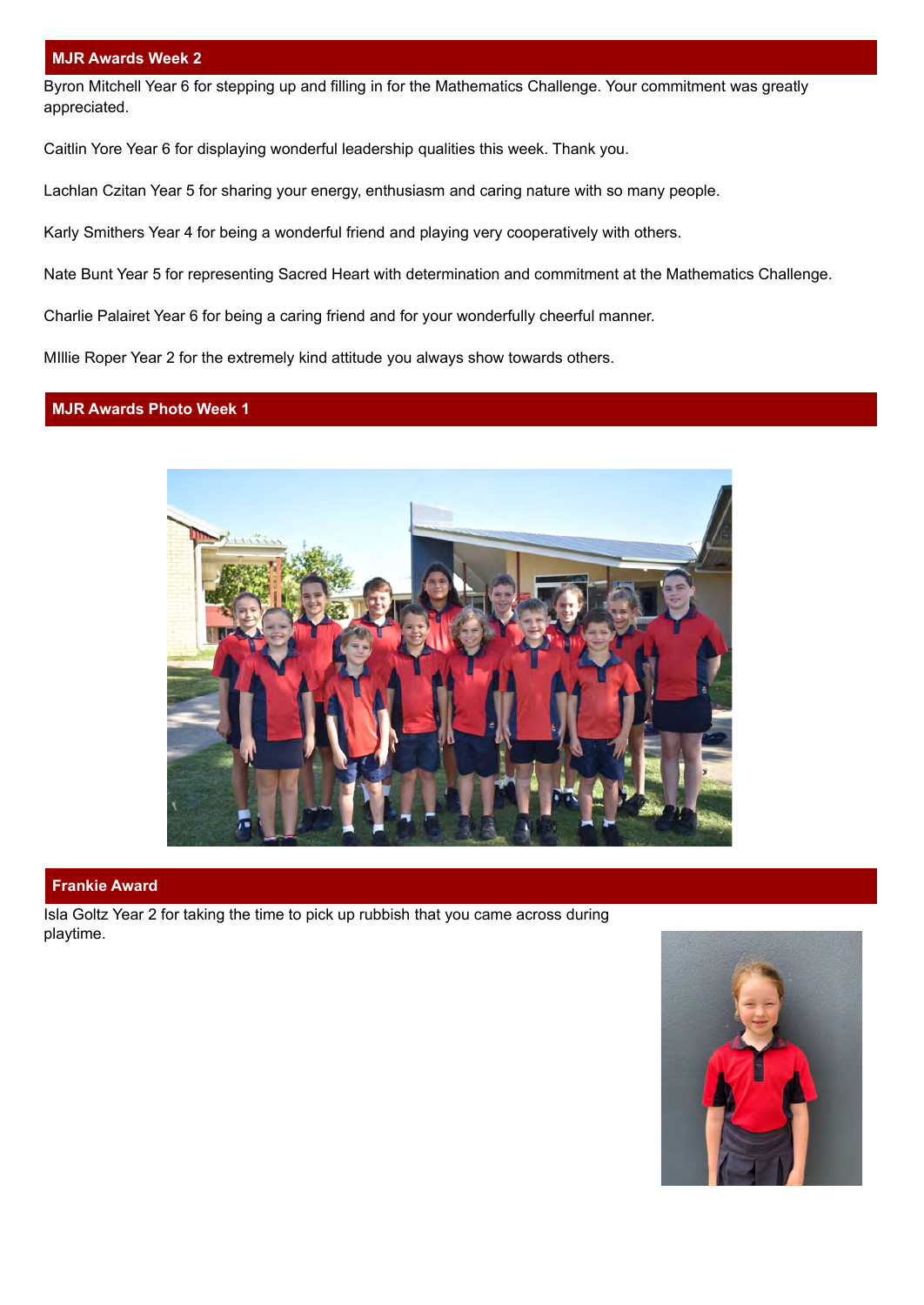## MJR Awards Week 2

Byron Mitchell Year 6 for stepping up and filling in for the Mathematics Challenge. Your commitment was greatly appreciated.

Caitlin Yore Year 6 for displaying wonderful leadership qualities this week. Thank you.

Lachlan Czitan Year 5 for sharing your energy, enthusiasm and caring nature with so many people.

Karly Smithers Year 4 for being a wonderful friend and playing very cooperatively with others.

Nate Bunt Year 5 for representing Sacred Heart with determination and commitment at the Mathematics Challenge.

Charlie Palairet Year 6 for being a caring friend and for your wonderfully cheerful manner.

MIllie Roper Year 2 for the extremely kind attitude you always show towards others.

## MJR Awards Photo Week 1

## Frankie Award

Isla Goltz Year 2 for taking the time to pick up rubbish that you came across during playtime.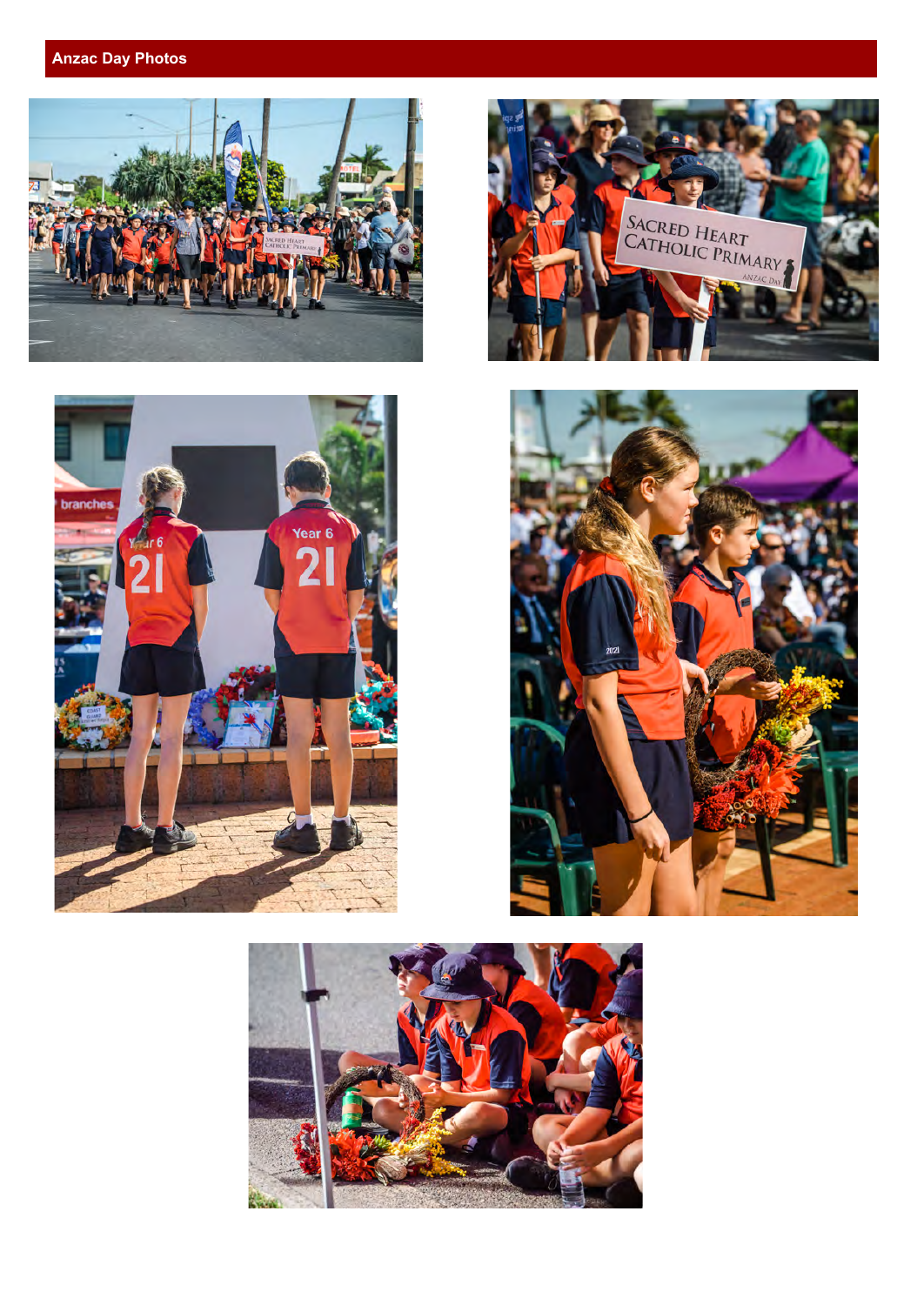## Anzac Day Photos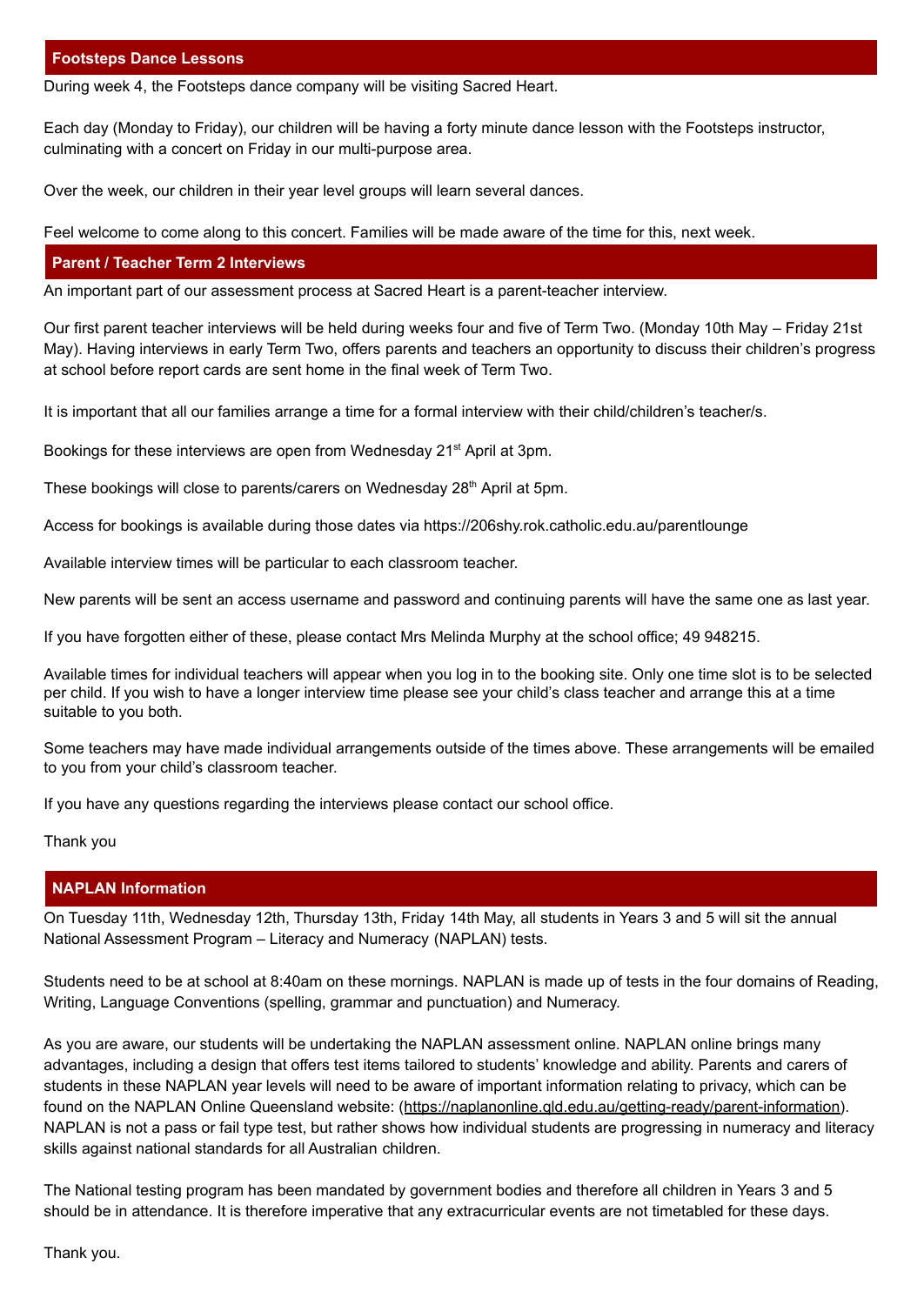## Footsteps Dance Lessons

During week 4, the Footsteps dance company will be visiting Sacred Heart.

Each day (Monday to Friday), our children will be having a forty minute dance lesson with the Footsteps instructor, culminating with a concert on Friday in our multi-purpose area.

Over the week, our children in their year level groups will learn several dances.

Feel welcome to come along to this concert. Families will be made aware of the time for this, next week.

## Parent / Teacher Term 2 Interviews

An important part of our assessment process at Sacred Heart is a parent-teacher interview.

Our first parent teacher interviews will be held during weeks four and five of Term Two. (Monday 10th May – Friday 21st May). Having interviews in early Term Two, offers parents and teachers an opportunity to discuss their children's progress at school before report cards are sent home in the final week of Term Two.

It is important that all our families arrange a time for a formal interview with their child/children's teacher/s.

Bookings for these interviews are open from Wednesday 21st April at 3pm.

These bookings will close to parents/carers on Wednesday 28th April at 5pm.

Access for bookings is available during those dates via https://206shy.rok.catholic.edu.au/parentlounge

Available interview times will be particular to each classroom teacher.

New parents will be sent an access username and password and continuing parents will have the same one as last year.

If you have forgotten either of these, please contact Mrs Melinda Murphy at the school office; 49 948215.

Available times for individual teachers will appear when you log in to the booking site. Only one time slot is to be selected per child. If you wish to have a longer interview time please see your child's class teacher and arrange this at a time suitable to you both.

Some teachers may have made individual arrangements outside of the times above. These arrangements will be emailed to you from your child's classroom teacher.

If you have any questions regarding the interviews please contact our school office.

Thank you

## NAPLAN Information

On Tuesday 11th, Wednesday 12th, Thursday 13th, Friday 14th May, all students in Years 3 and 5 will sit the annual National Assessment Program – Literacy and Numeracy (NAPLAN) tests.

Students need to be at school at 8:40am on these mornings. NAPLAN is made up of tests in the four domains of Reading, Writing, Language Conventions (spelling, grammar and punctuation) and Numeracy.

As you are aware, our students will be undertaking the NAPLAN assessment online. NAPLAN online brings many advantages, including a design that offers test items tailored to students' knowledge and ability. Parents and carers of students in these NAPLAN year levels will need to be aware of important information relating to privacy, which can be found on the NAPLAN Online Queensland website: (https://naplanonline.qld.edu.au/getting-ready/parent-information). NAPLAN is not a pass or fail type test, but rather shows how individual students are progressing in numeracy and literacy skills against national standards for all Australian children.

The National testing program has been mandated by government bodies and therefore all children in Years 3 and 5 should be in attendance. It is therefore imperative that any extracurricular events are not timetabled for these days.

Thank you.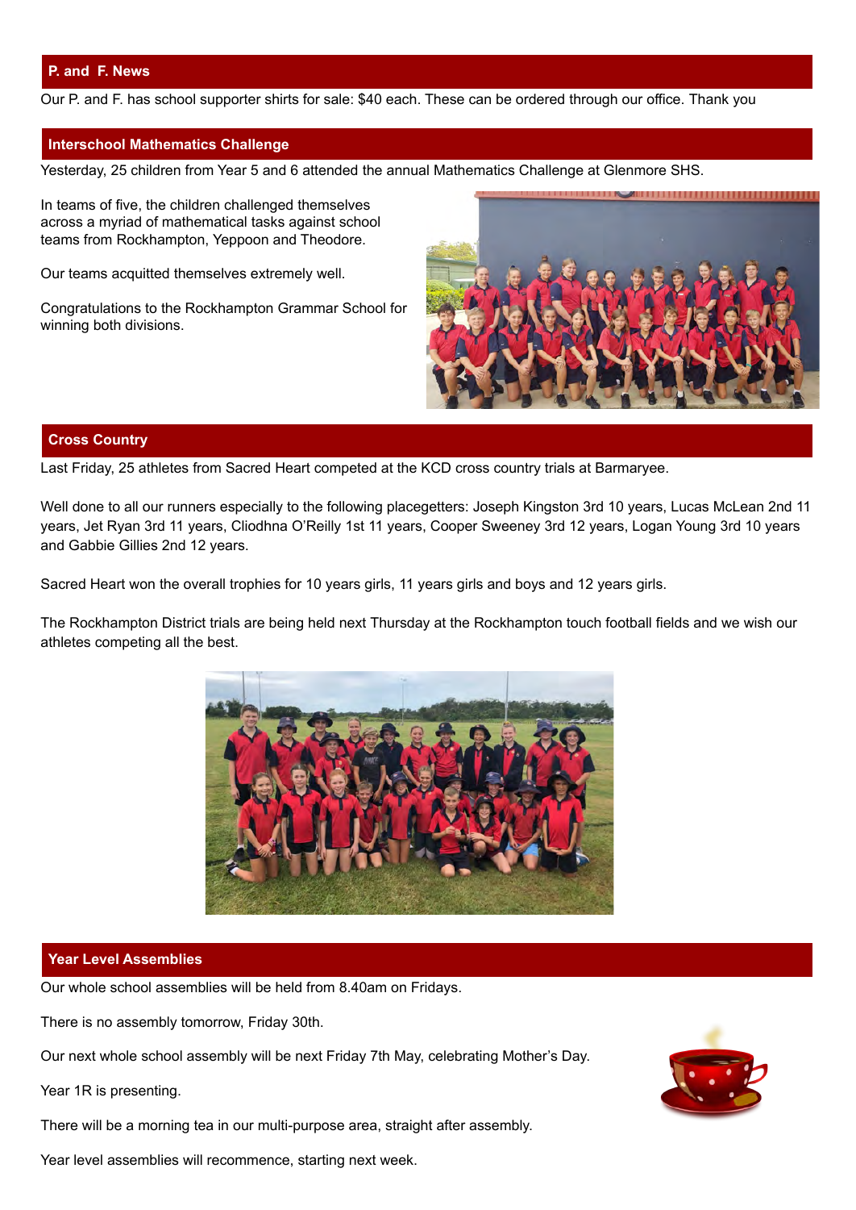## P. and F. News

Our P. and F. has school supporter shirts for sale: $40 each. These can be ordered through our office. Thank you

## Interschool Mathematics Challenge

Yesterday, 25 children from Year 5 and 6 attended the annual Mathematics Challenge at Glenmore SHS.

In teams of five, the children challenged themselves across a myriad of mathematical tasks against school teams from Rockhampton, Yeppoon and Theodore.

Our teams acquitted themselves extremely well.

Congratulations to the Rockhampton Grammar School for winning both divisions.

## Cross Country

Last Friday, 25 athletes from Sacred Heart competed at the KCD cross country trials at Barmaryee.

Well done to all our runners especially to the following placegetters: Joseph Kingston 3rd 10 years, Lucas McLean 2nd 11 years, Jet Ryan 3rd 11 years, Cliodhna O'Reilly 1st 11 years, Cooper Sweeney 3rd 12 years, Logan Young 3rd 10 years and Gabbie Gillies 2nd 12 years.

Sacred Heart won the overall trophies for 10 years girls, 11 years girls and boys and 12 years girls.

The Rockhampton District trials are being held next Thursday at the Rockhampton touch football fields and we wish our athletes competing all the best.

## Year Level Assemblies

Our whole school assemblies will be held from 8.40am on Fridays.

There is no assembly tomorrow, Friday 30th.

Our next whole school assembly will be next Friday 7th May, celebrating Mother's Day.

Year 1R is presenting.

There will be a morning tea in our multi-purpose area, straight after assembly.

Year level assemblies will recommence, starting next week.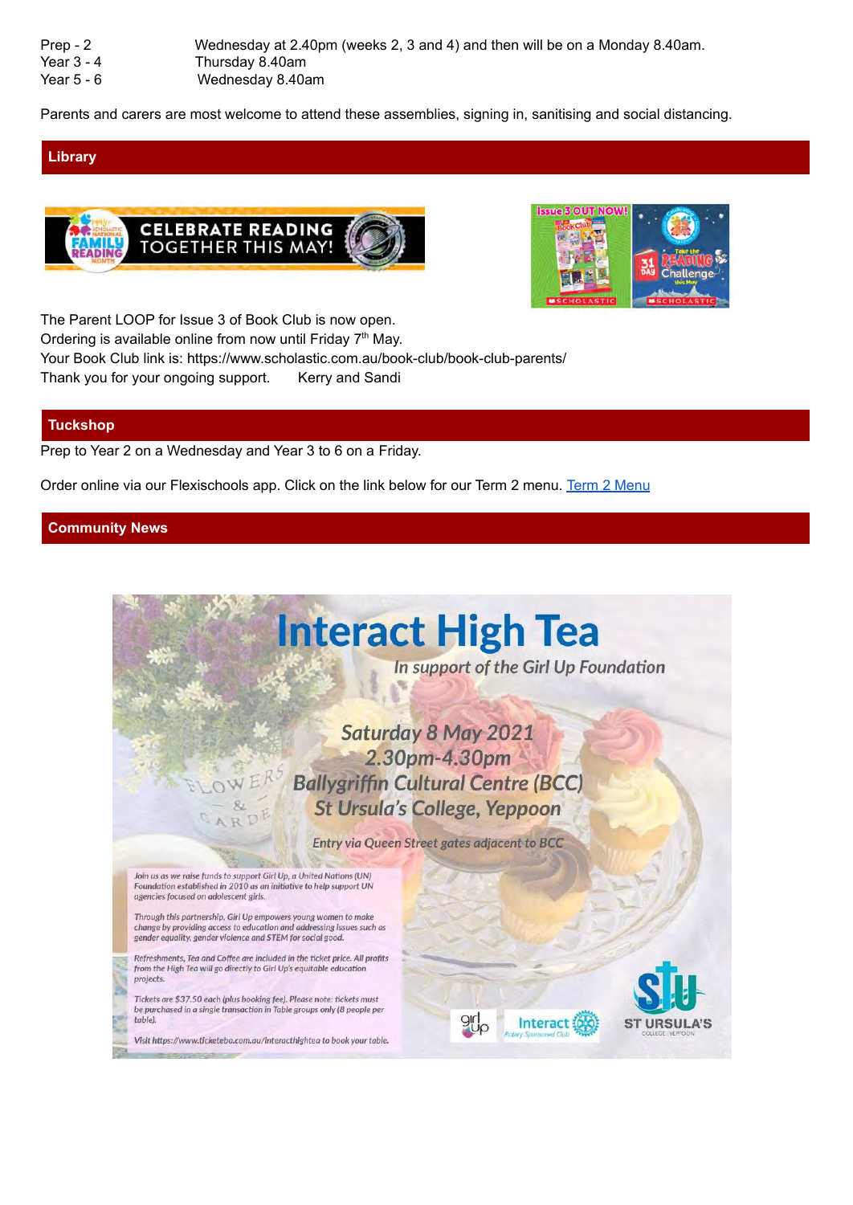| | |
|---|---|
| Prep - 2 | Wednesday at 2.40pm (weeks 2, 3 and 4) and then will be on a Monday 8.40am. |
| Year 3 - 4 | Thursday 8.40am |
| Year 5 - 6 | Wednesday 8.40am |

Parents and carers are most welcome to attend these assemblies, signing in, sanitising and social distancing.

## Library

CELEBRATE READING TOGETHER THIS MAY!

The Parent LOOP for Issue 3 of Book Club is now open.
Ordering is available online from now until Friday 7th May.
Your Book Club link is: https://www.scholastic.com.au/book-club/book-club-parents/
Thank you for your ongoing support. Kerry and Sandi

## Tuckshop

Prep to Year 2 on a Wednesday and Year 3 to 6 on a Friday.

Order online via our Flexischools app. Click on the link below for our Term 2 menu. [Term 2 Menu]

## Community News

# Interact High Tea

*In support of the Girl Up Foundation*

*Saturday 8 May 2021*
*2.30pm-4.30pm*
*Ballygriffin Cultural Centre (BCC)*
*St Ursula's College, Yeppoon*

*Entry via Queen Street gates adjacent to BCC*

*Join us as we raise funds to support Girl Up, a United Nations (UN) Foundation established in 2010 as an initiative to help support UN agencies focused on adolescent girls.*

*Through this partnership, Girl Up empowers young women to make change by providing access to education and addressing issues such as gender equality, gender violence and STEM for social good.*

*Refreshments, Tea and Coffee are included in the ticket price. All profits from the High Tea will go directly to Girl Up's equitable education projects.*

*Tickets are $37.50 each (plus booking fee). Please note: tickets must be purchased in a single transaction in Table groups only (8 people per table).*

*Visit https://www.ticketebo.com.au/interacthightea to book your table.*

girl up | Interact Rotary Sponsored Club | ST URSULA'S COLLEGE YEPPOON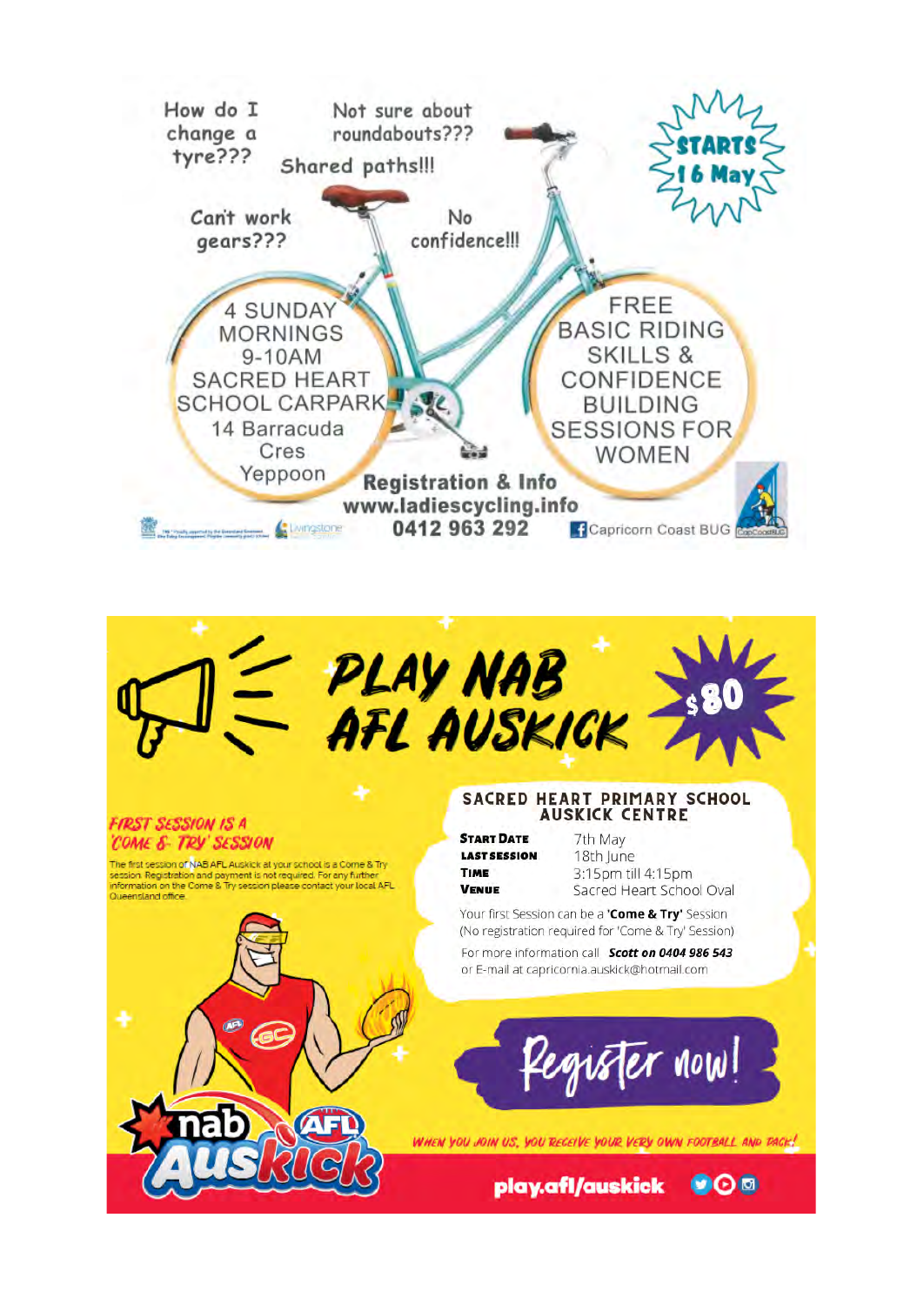How do I change a tyre???

Not sure about roundabouts???

Shared paths!!!

Can't work gears???

No confidence!!!

**STARTS 16 May**

4 SUNDAY MORNINGS 9-10AM SACRED HEART SCHOOL CARPARK 14 Barracuda Cres Yeppoon

FREE BASIC RIDING SKILLS & CONFIDENCE BUILDING SESSIONS FOR WOMEN

**Registration & Info**
**www.ladiescycling.info**
**0412 963 292**

Capricorn Coast BUG

# PLAY NAB AFL AUSKICK

**$80**

*FIRST SESSION IS A 'COME & TRY' SESSION*

The first session of NAB AFL Auskick at your school is a Come & Try session. Registration and payment is not required. For any further information on the Come & Try session please contact your local AFL Queensland office.

## SACRED HEART PRIMARY SCHOOL AUSKICK CENTRE

**START DATE** 7th May
**LAST SESSION** 18th June
**TIME** 3:15pm till 4:15pm
**VENUE** Sacred Heart School Oval

Your first Session can be a **'Come & Try'** Session
(No registration required for 'Come & Try' Session)

For more information call ***Scott on 0404 986 543***
or E-mail at capricornia.auskick@hotmail.com

**Register now!**

*WHEN YOU JOIN US, YOU RECEIVE YOUR VERY OWN FOOTBALL AND PACK!*

**play.afl/auskick**